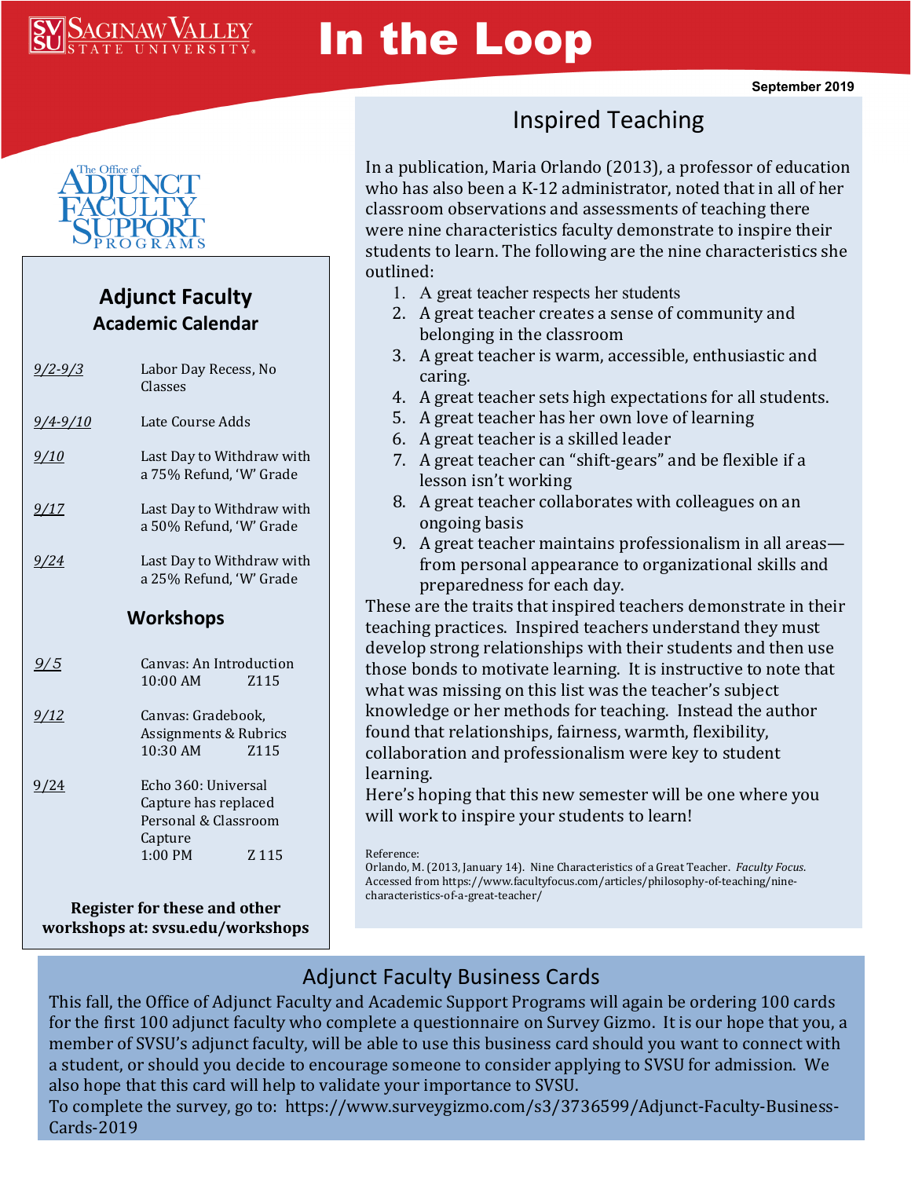# In the Loop

**September 2019**

The Office of Adjunct Faculty Support Programs

## Adjunct Faculty Academic Calendar

| Date | Event |
|---|---|
| 9/2-9/3 | Labor Day Recess, No Classes |
| 9/4-9/10 | Late Course Adds |
| 9/10 | Last Day to Withdraw with a 75% Refund, 'W' Grade |
| 9/17 | Last Day to Withdraw with a 50% Refund, 'W' Grade |
| 9/24 | Last Day to Withdraw with a 25% Refund, 'W' Grade |

### Workshops

| Date | Workshop |
|---|---|
| 9/5 | Canvas: An Introduction 10:00 AM Z115 |
| 9/12 | Canvas: Gradebook, Assignments & Rubrics 10:30 AM Z115 |
| 9/24 | Echo 360: Universal Capture has replaced Personal & Classroom Capture 1:00 PM Z 115 |

**Register for these and other workshops at: svsu.edu/workshops**

## Inspired Teaching

In a publication, Maria Orlando (2013), a professor of education who has also been a K-12 administrator, noted that in all of her classroom observations and assessments of teaching there were nine characteristics faculty demonstrate to inspire their students to learn. The following are the nine characteristics she outlined:

1. A great teacher respects her students
2. A great teacher creates a sense of community and belonging in the classroom
3. A great teacher is warm, accessible, enthusiastic and caring.
4. A great teacher sets high expectations for all students.
5. A great teacher has her own love of learning
6. A great teacher is a skilled leader
7. A great teacher can "shift-gears" and be flexible if a lesson isn't working
8. A great teacher collaborates with colleagues on an ongoing basis
9. A great teacher maintains professionalism in all areas—from personal appearance to organizational skills and preparedness for each day.

These are the traits that inspired teachers demonstrate in their teaching practices. Inspired teachers understand they must develop strong relationships with their students and then use those bonds to motivate learning. It is instructive to note that what was missing on this list was the teacher's subject knowledge or her methods for teaching. Instead the author found that relationships, fairness, warmth, flexibility, collaboration and professionalism were key to student learning.

Here's hoping that this new semester will be one where you will work to inspire your students to learn!

Reference:
Orlando, M. (2013, January 14). Nine Characteristics of a Great Teacher. *Faculty Focus*. Accessed from https://www.facultyfocus.com/articles/philosophy-of-teaching/nine-characteristics-of-a-great-teacher/

## Adjunct Faculty Business Cards

This fall, the Office of Adjunct Faculty and Academic Support Programs will again be ordering 100 cards for the first 100 adjunct faculty who complete a questionnaire on Survey Gizmo. It is our hope that you, a member of SVSU's adjunct faculty, will be able to use this business card should you want to connect with a student, or should you decide to encourage someone to consider applying to SVSU for admission. We also hope that this card will help to validate your importance to SVSU.

To complete the survey, go to: https://www.surveygizmo.com/s3/3736599/Adjunct-Faculty-Business-Cards-2019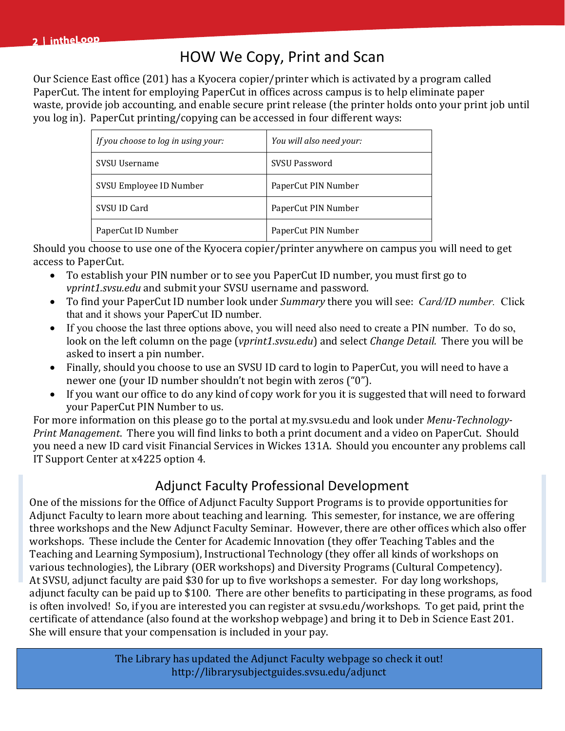## HOW We Copy, Print and Scan

Our Science East office (201) has a Kyocera copier/printer which is activated by a program called PaperCut. The intent for employing PaperCut in offices across campus is to help eliminate paper waste, provide job accounting, and enable secure print release (the printer holds onto your print job until you log in). PaperCut printing/copying can be accessed in four different ways:

| *If you choose to log in using your:* | *You will also need your:* |
|---|---|
| SVSU Username | SVSU Password |
| SVSU Employee ID Number | PaperCut PIN Number |
| SVSU ID Card | PaperCut PIN Number |
| PaperCut ID Number | PaperCut PIN Number |

Should you choose to use one of the Kyocera copier/printer anywhere on campus you will need to get access to PaperCut.

- To establish your PIN number or to see you PaperCut ID number, you must first go to *vprint1.svsu.edu* and submit your SVSU username and password.
- To find your PaperCut ID number look under *Summary* there you will see: *Card/ID number.* Click that and it shows your PaperCut ID number.
- If you choose the last three options above, you will need also need to create a PIN number. To do so, look on the left column on the page (*vprint1.svsu.edu*) and select *Change Detail.* There you will be asked to insert a pin number.
- Finally, should you choose to use an SVSU ID card to login to PaperCut, you will need to have a newer one (your ID number shouldn't not begin with zeros ("0").
- If you want our office to do any kind of copy work for you it is suggested that will need to forward your PaperCut PIN Number to us.

For more information on this please go to the portal at my.svsu.edu and look under *Menu-Technology-Print Management*. There you will find links to both a print document and a video on PaperCut. Should you need a new ID card visit Financial Services in Wickes 131A. Should you encounter any problems call IT Support Center at x4225 option 4.

## Adjunct Faculty Professional Development

One of the missions for the Office of Adjunct Faculty Support Programs is to provide opportunities for Adjunct Faculty to learn more about teaching and learning. This semester, for instance, we are offering three workshops and the New Adjunct Faculty Seminar. However, there are other offices which also offer workshops. These include the Center for Academic Innovation (they offer Teaching Tables and the Teaching and Learning Symposium), Instructional Technology (they offer all kinds of workshops on various technologies), the Library (OER workshops) and Diversity Programs (Cultural Competency). At SVSU, adjunct faculty are paid $30 for up to five workshops a semester. For day long workshops, adjunct faculty can be paid up to $100. There are other benefits to participating in these programs, as food is often involved! So, if you are interested you can register at svsu.edu/workshops. To get paid, print the certificate of attendance (also found at the workshop webpage) and bring it to Deb in Science East 201. She will ensure that your compensation is included in your pay.

The Library has updated the Adjunct Faculty webpage so check it out!
http://librarysubjectguides.svsu.edu/adjunct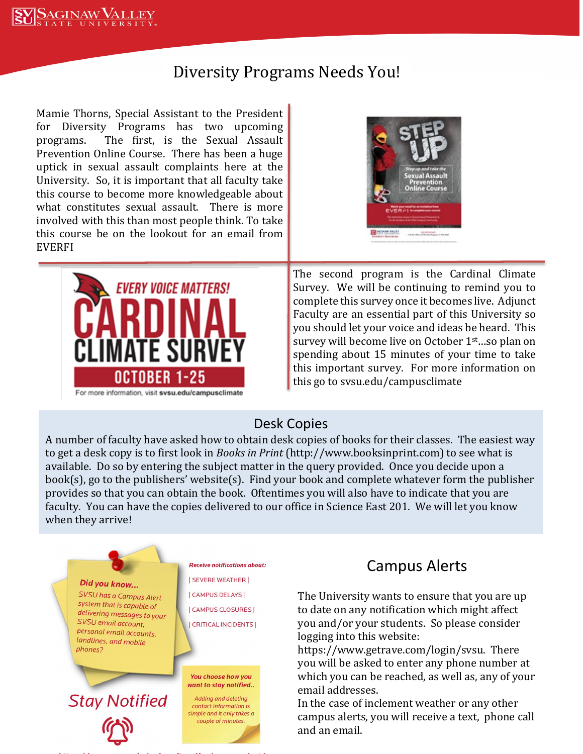# Diversity Programs Needs You!

Mamie Thorns, Special Assistant to the President for Diversity Programs has two upcoming programs. The first, is the Sexual Assault Prevention Online Course. There has been a huge uptick in sexual assault complaints here at the University. So, it is important that all faculty take this course to become more knowledgeable about what constitutes sexual assault. There is more involved with this than most people think. To take this course be on the lookout for an email from EVERFI

STEP UP

Step up and take the Sexual Assault Prevention Online Course

EVERY VOICE MATTERS!

CARDINAL CLIMATE SURVEY

OCTOBER 1-25

For more information, visit svsu.edu/campusclimate

The second program is the Cardinal Climate Survey. We will be continuing to remind you to complete this survey once it becomes live. Adjunct Faculty are an essential part of this University so you should let your voice and ideas be heard. This survey will become live on October 1st…so plan on spending about 15 minutes of your time to take this important survey. For more information on this go to svsu.edu/campusclimate

## Desk Copies

A number of faculty have asked how to obtain desk copies of books for their classes. The easiest way to get a desk copy is to first look in *Books in Print* (http://www.booksinprint.com) to see what is available. Do so by entering the subject matter in the query provided. Once you decide upon a book(s), go to the publishers' website(s). Find your book and complete whatever form the publisher provides so that you can obtain the book. Oftentimes you will also have to indicate that you are faculty. You can have the copies delivered to our office in Science East 201. We will let you know when they arrive!

*Did you know…*

*SVSU has a Campus Alert system that is capable of delivering messages to your SVSU email account, personal email accounts, landlines, and mobile phones?*

*Receive notifications about:*

| SEVERE WEATHER |

| CAMPUS DELAYS |

| CAMPUS CLOSURES |

| CRITICAL INCIDENTS |

*You choose how you want to stay notified..*

*Adding and deleting contact information is simple and it only takes a couple of minutes.*

Stay Notified

## Campus Alerts

The University wants to ensure that you are up to date on any notification which might affect you and/or your students. So please consider logging into this website: https://www.getrave.com/login/svsu. There you will be asked to enter any phone number at which you can be reached, as well as, any of your email addresses.

In the case of inclement weather or any other campus alerts, you will receive a text, phone call and an email.